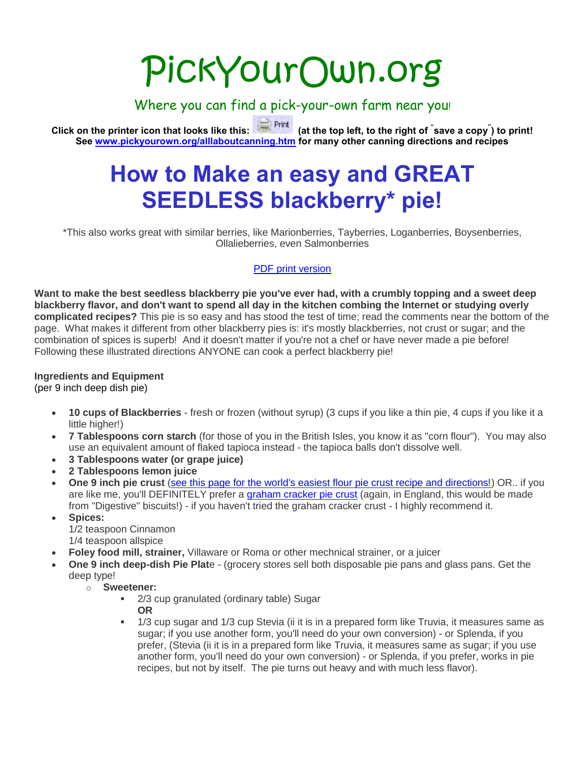# PickYourOwn.org

Where you can find a pick-your-own farm near you!

**Click on the printer icon that looks like this: Print (at the top left, to the right of "save a copy") to print! See [www.pickyourown.org/alllaboutcanning.htm](www.pickyourown.org/alllaboutcanning.htm) for many other canning directions and recipes**

# How to Make an easy and GREAT SEEDLESS blackberry* pie!

*This also works great with similar berries, like Marionberries, Tayberries, Loganberries, Boysenberries, Ollalieberries, even Salmonberries

[PDF print version]()

**Want to make the best seedless blackberry pie you've ever had, with a crumbly topping and a sweet deep blackberry flavor, and don't want to spend all day in the kitchen combing the Internet or studying overly complicated recipes?** This pie is so easy and has stood the test of time; read the comments near the bottom of the page. What makes it different from other blackberry pies is: it's mostly blackberries, not crust or sugar; and the combination of spices is superb! And it doesn't matter if you're not a chef or have never made a pie before! Following these illustrated directions ANYONE can cook a perfect blackberry pie!

**Ingredients and Equipment**
(per 9 inch deep dish pie)

- **10 cups of Blackberries** - fresh or frozen (without syrup) (3 cups if you like a thin pie, 4 cups if you like it a little higher!)
- **7 Tablespoons corn starch** (for those of you in the British Isles, you know it as "corn flour"). You may also use an equivalent amount of flaked tapioca instead - the tapioca balls don't dissolve well.
- **3 Tablespoons water (or grape juice)**
- **2 Tablespoons lemon juice**
- **One 9 inch pie crust** ([see this page for the world's easiest flour pie crust recipe and directions!]()) OR.. if you are like me, you'll DEFINITELY prefer a [graham cracker pie crust]() (again, in England, this would be made from "Digestive" biscuits!) - if you haven't tried the graham cracker crust - I highly recommend it.
- **Spices:**
  1/2 teaspoon Cinnamon
  1/4 teaspoon allspice
- **Foley food mill, strainer,** Villaware or Roma or other mechnical strainer, or a juicer
- **One 9 inch deep-dish Pie Plat**e - (grocery stores sell both disposable pie pans and glass pans. Get the deep type!
  - **Sweetener:**
    - 2/3 cup granulated (ordinary table) Sugar
      **OR**
    - 1/3 cup sugar and 1/3 cup Stevia (ii it is in a prepared form like Truvia, it measures same as sugar; if you use another form, you'll need do your own conversion) - or Splenda, if you prefer, (Stevia (ii it is in a prepared form like Truvia, it measures same as sugar; if you use another form, you'll need do your own conversion) - or Splenda, if you prefer, works in pie recipes, but not by itself. The pie turns out heavy and with much less flavor).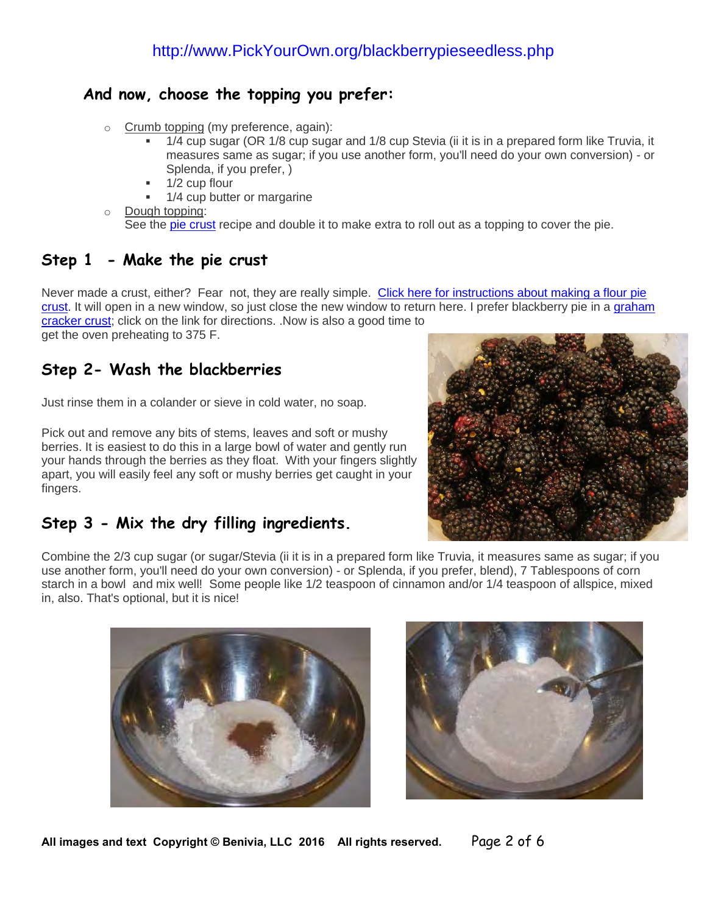http://www.PickYourOwn.org/blackberrypieseedless.php

## And now, choose the topping you prefer:

- Crumb topping (my preference, again):
  - 1/4 cup sugar (OR 1/8 cup sugar and 1/8 cup Stevia (ii it is in a prepared form like Truvia, it measures same as sugar; if you use another form, you'll need do your own conversion) - or Splenda, if you prefer, )
  - 1/2 cup flour
  - 1/4 cup butter or margarine
- Dough topping:
  See the pie crust recipe and double it to make extra to roll out as a topping to cover the pie.

## Step 1 - Make the pie crust

Never made a crust, either? Fear not, they are really simple. Click here for instructions about making a flour pie crust. It will open in a new window, so just close the new window to return here. I prefer blackberry pie in a graham cracker crust; click on the link for directions. .Now is also a good time to get the oven preheating to 375 F.

## Step 2- Wash the blackberries

Just rinse them in a colander or sieve in cold water, no soap.

Pick out and remove any bits of stems, leaves and soft or mushy berries. It is easiest to do this in a large bowl of water and gently run your hands through the berries as they float. With your fingers slightly apart, you will easily feel any soft or mushy berries get caught in your fingers.

## Step 3 - Mix the dry filling ingredients.

Combine the 2/3 cup sugar (or sugar/Stevia (ii it is in a prepared form like Truvia, it measures same as sugar; if you use another form, you'll need do your own conversion) - or Splenda, if you prefer, blend), 7 Tablespoons of corn starch in a bowl and mix well! Some people like 1/2 teaspoon of cinnamon and/or 1/4 teaspoon of allspice, mixed in, also. That's optional, but it is nice!

All images and text Copyright © Benivia, LLC 2016 All rights reserved.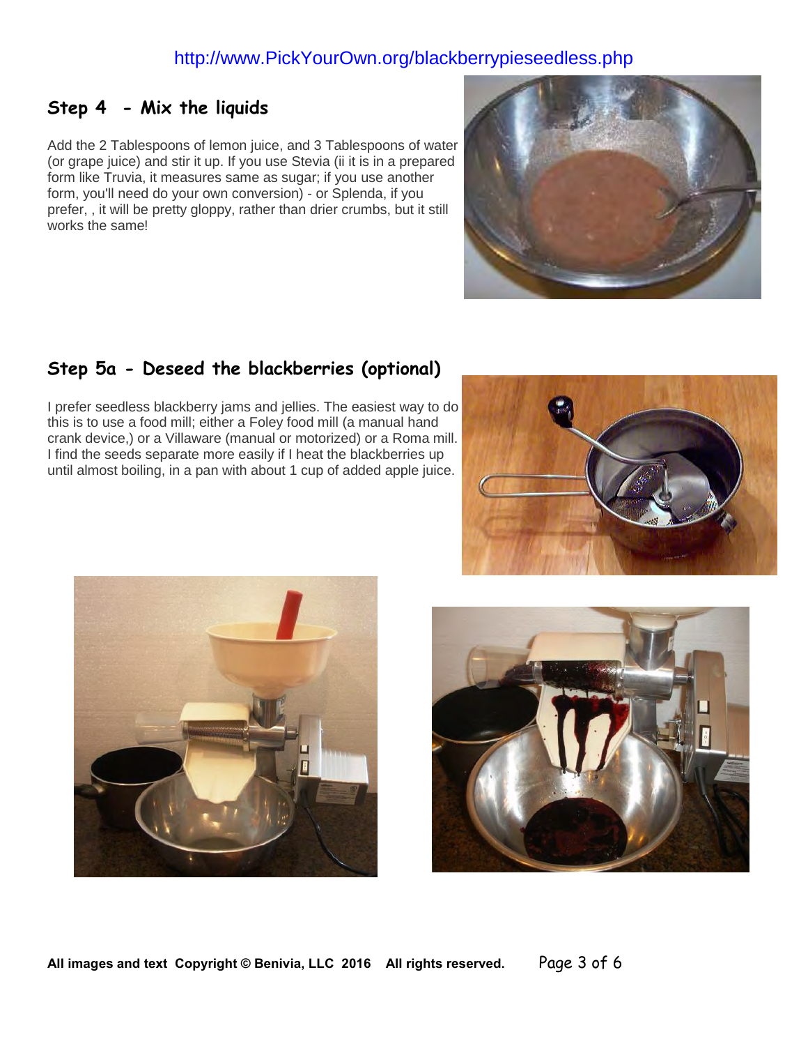http://www.PickYourOwn.org/blackberrypieseedless.php

## Step 4 - Mix the liquids

Add the 2 Tablespoons of lemon juice, and 3 Tablespoons of water (or grape juice) and stir it up. If you use Stevia (ii it is in a prepared form like Truvia, it measures same as sugar; if you use another form, you'll need do your own conversion) - or Splenda, if you prefer, , it will be pretty gloppy, rather than drier crumbs, but it still works the same!

## Step 5a - Deseed the blackberries (optional)

I prefer seedless blackberry jams and jellies. The easiest way to do this is to use a food mill; either a Foley food mill (a manual hand crank device,) or a Villaware (manual or motorized) or a Roma mill. I find the seeds separate more easily if I heat the blackberries up until almost boiling, in a pan with about 1 cup of added apple juice.

**All images and text Copyright © Benivia, LLC 2016 All rights reserved.**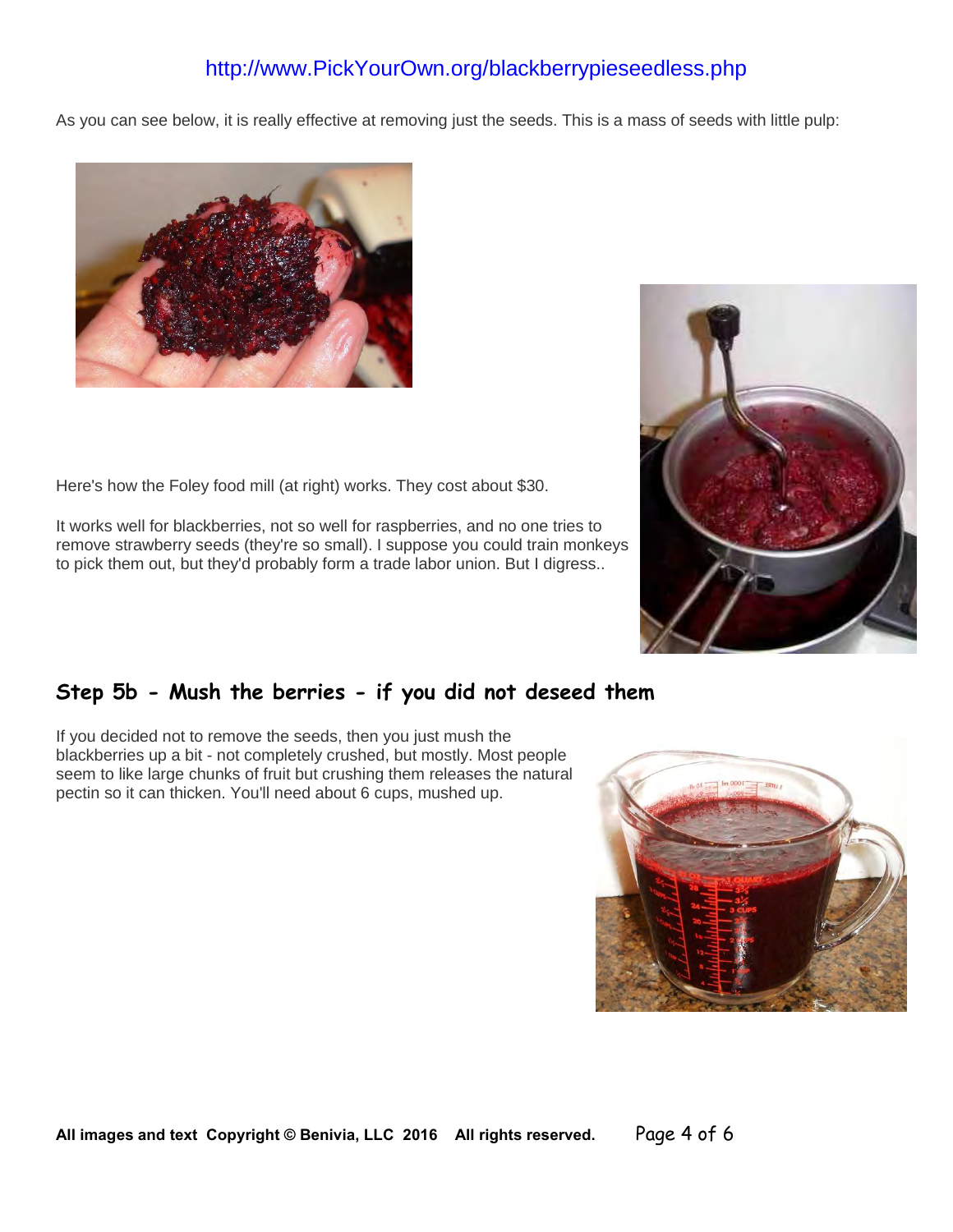http://www.PickYourOwn.org/blackberrypieseedless.php

As you can see below, it is really effective at removing just the seeds. This is a mass of seeds with little pulp:

Here's how the Foley food mill (at right) works. They cost about $30.

It works well for blackberries, not so well for raspberries, and no one tries to remove strawberry seeds (they're so small). I suppose you could train monkeys to pick them out, but they'd probably form a trade labor union. But I digress..

## Step 5b - Mush the berries - if you did not deseed them

If you decided not to remove the seeds, then you just mush the blackberries up a bit - not completely crushed, but mostly. Most people seem to like large chunks of fruit but crushing them releases the natural pectin so it can thicken. You'll need about 6 cups, mushed up.

**All images and text Copyright © Benivia, LLC 2016 All rights reserved.**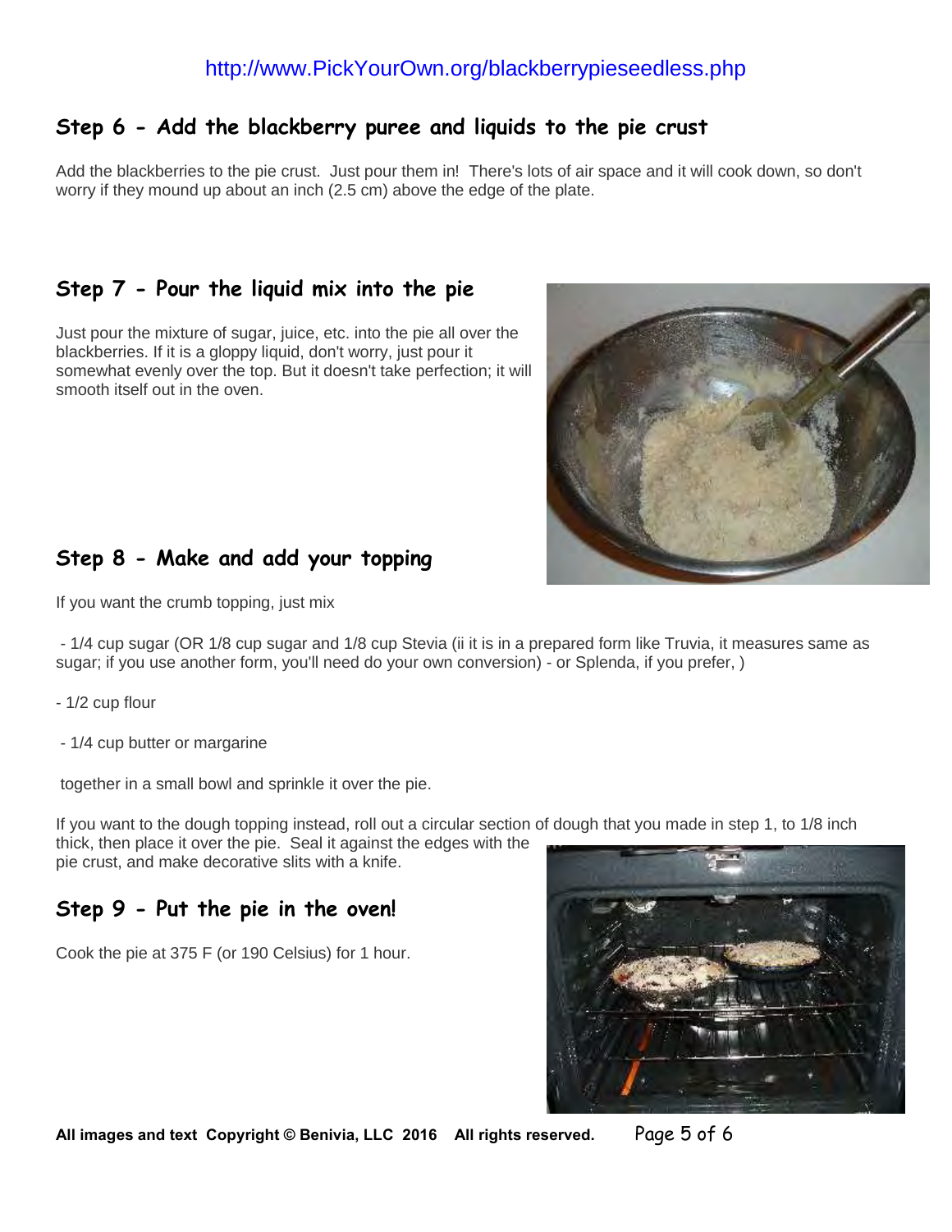http://www.PickYourOwn.org/blackberrypieseedless.php

## Step 6 - Add the blackberry puree and liquids to the pie crust

Add the blackberries to the pie crust. Just pour them in! There's lots of air space and it will cook down, so don't worry if they mound up about an inch (2.5 cm) above the edge of the plate.

## Step 7 - Pour the liquid mix into the pie

Just pour the mixture of sugar, juice, etc. into the pie all over the blackberries. If it is a gloppy liquid, don't worry, just pour it somewhat evenly over the top. But it doesn't take perfection; it will smooth itself out in the oven.

## Step 8 - Make and add your topping

If you want the crumb topping, just mix

- 1/4 cup sugar (OR 1/8 cup sugar and 1/8 cup Stevia (ii it is in a prepared form like Truvia, it measures same as sugar; if you use another form, you'll need do your own conversion) - or Splenda, if you prefer, )
- 1/2 cup flour
- 1/4 cup butter or margarine

together in a small bowl and sprinkle it over the pie.

If you want to the dough topping instead, roll out a circular section of dough that you made in step 1, to 1/8 inch thick, then place it over the pie. Seal it against the edges with the pie crust, and make decorative slits with a knife.

## Step 9 - Put the pie in the oven!

Cook the pie at 375 F (or 190 Celsius) for 1 hour.

**All images and text Copyright © Benivia, LLC 2016 All rights reserved.**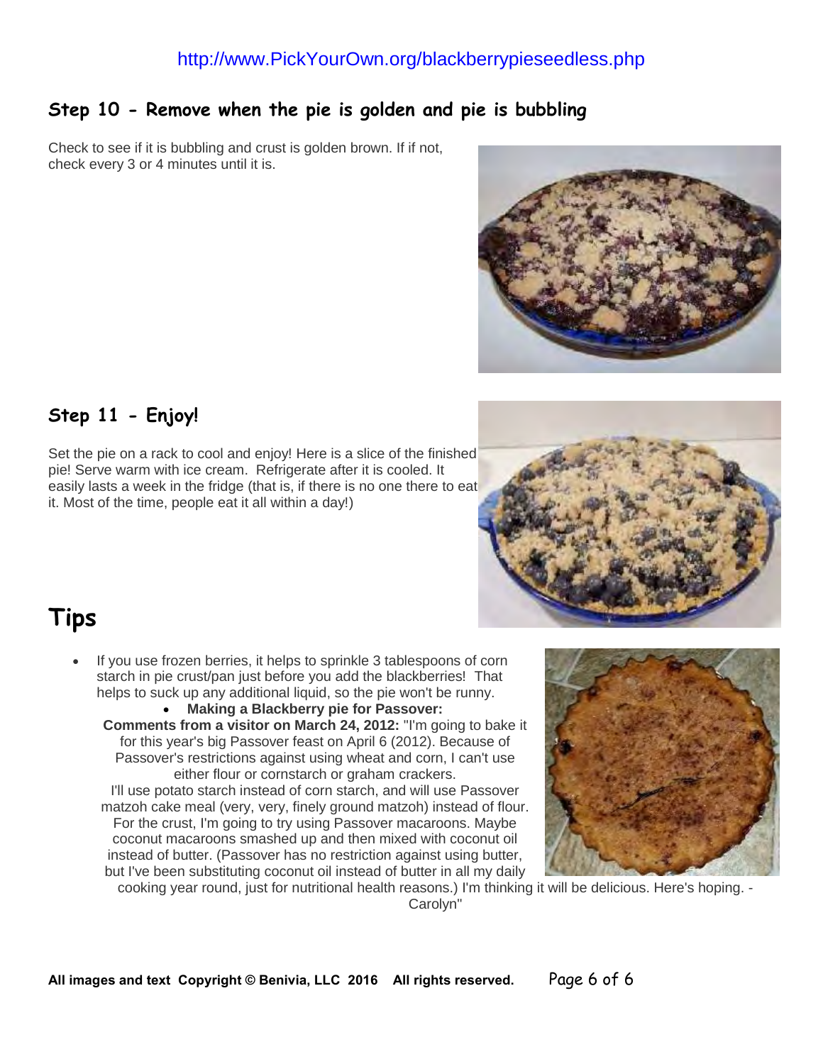http://www.PickYourOwn.org/blackberrypieseedless.php

## Step 10 - Remove when the pie is golden and pie is bubbling

Check to see if it is bubbling and crust is golden brown. If if not, check every 3 or 4 minutes until it is.

## Step 11 - Enjoy!

Set the pie on a rack to cool and enjoy! Here is a slice of the finished pie! Serve warm with ice cream. Refrigerate after it is cooled. It easily lasts a week in the fridge (that is, if there is no one there to eat it. Most of the time, people eat it all within a day!)

# Tips

- If you use frozen berries, it helps to sprinkle 3 tablespoons of corn starch in pie crust/pan just before you add the blackberries! That helps to suck up any additional liquid, so the pie won't be runny.
- **Making a Blackberry pie for Passover:**

**Comments from a visitor on March 24, 2012:** "I'm going to bake it for this year's big Passover feast on April 6 (2012). Because of Passover's restrictions against using wheat and corn, I can't use either flour or cornstarch or graham crackers.
I'll use potato starch instead of corn starch, and will use Passover matzoh cake meal (very, very, finely ground matzoh) instead of flour. For the crust, I'm going to try using Passover macaroons. Maybe coconut macaroons smashed up and then mixed with coconut oil instead of butter. (Passover has no restriction against using butter, but I've been substituting coconut oil instead of butter in all my daily cooking year round, just for nutritional health reasons.) I'm thinking it will be delicious. Here's hoping. - Carolyn"

**All images and text Copyright © Benivia, LLC 2016 All rights reserved.**